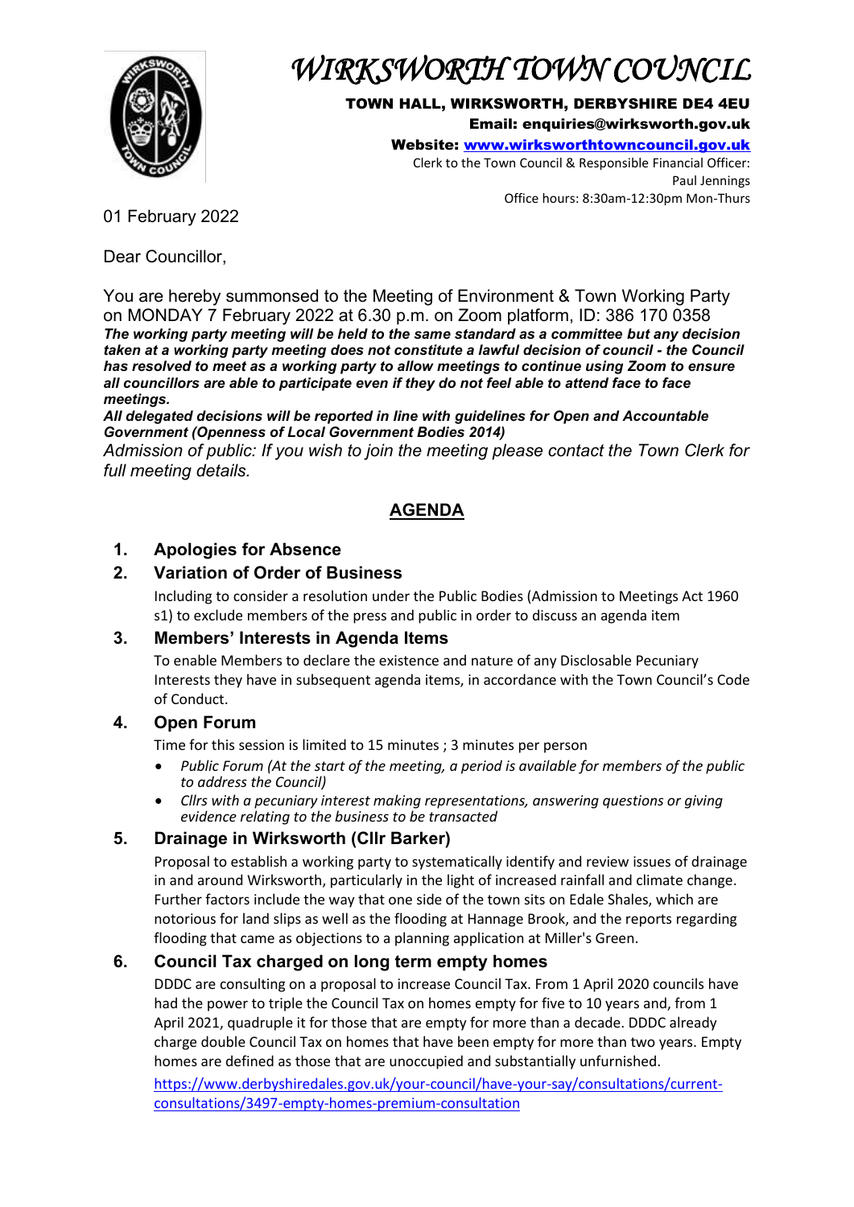# WIRKSWORTH TOWN COUNCIL

**TOWN HALL, WIRKSWORTH, DERBYSHIRE DE4 4EU**
**Email: enquiries@wirksworth.gov.uk**
**Website: [www.wirksworthtowncouncil.gov.uk](www.wirksworthtowncouncil.gov.uk)**
Clerk to the Town Council & Responsible Financial Officer:
Paul Jennings
Office hours: 8:30am-12:30pm Mon-Thurs

01 February 2022

Dear Councillor,

You are hereby summonsed to the Meeting of Environment & Town Working Party on MONDAY 7 February 2022 at 6.30 p.m. on Zoom platform, ID: 386 170 0358

***The working party meeting will be held to the same standard as a committee but any decision taken at a working party meeting does not constitute a lawful decision of council - the Council has resolved to meet as a working party to allow meetings to continue using Zoom to ensure all councillors are able to participate even if they do not feel able to attend face to face meetings.***

***All delegated decisions will be reported in line with guidelines for Open and Accountable Government (Openness of Local Government Bodies 2014)***

*Admission of public: If you wish to join the meeting please contact the Town Clerk for full meeting details.*

## AGENDA

### 1. Apologies for Absence

### 2. Variation of Order of Business

Including to consider a resolution under the Public Bodies (Admission to Meetings Act 1960 s1) to exclude members of the press and public in order to discuss an agenda item

### 3. Members' Interests in Agenda Items

To enable Members to declare the existence and nature of any Disclosable Pecuniary Interests they have in subsequent agenda items, in accordance with the Town Council's Code of Conduct.

### 4. Open Forum

Time for this session is limited to 15 minutes ; 3 minutes per person

- *Public Forum (At the start of the meeting, a period is available for members of the public to address the Council)*
- *Cllrs with a pecuniary interest making representations, answering questions or giving evidence relating to the business to be transacted*

### 5. Drainage in Wirksworth (Cllr Barker)

Proposal to establish a working party to systematically identify and review issues of drainage in and around Wirksworth, particularly in the light of increased rainfall and climate change. Further factors include the way that one side of the town sits on Edale Shales, which are notorious for land slips as well as the flooding at Hannage Brook, and the reports regarding flooding that came as objections to a planning application at Miller's Green.

### 6. Council Tax charged on long term empty homes

DDDC are consulting on a proposal to increase Council Tax. From 1 April 2020 councils have had the power to triple the Council Tax on homes empty for five to 10 years and, from 1 April 2021, quadruple it for those that are empty for more than a decade. DDDC already charge double Council Tax on homes that have been empty for more than two years. Empty homes are defined as those that are unoccupied and substantially unfurnished.

[https://www.derbyshiredales.gov.uk/your-council/have-your-say/consultations/current-consultations/3497-empty-homes-premium-consultation](https://www.derbyshiredales.gov.uk/your-council/have-your-say/consultations/current-consultations/3497-empty-homes-premium-consultation)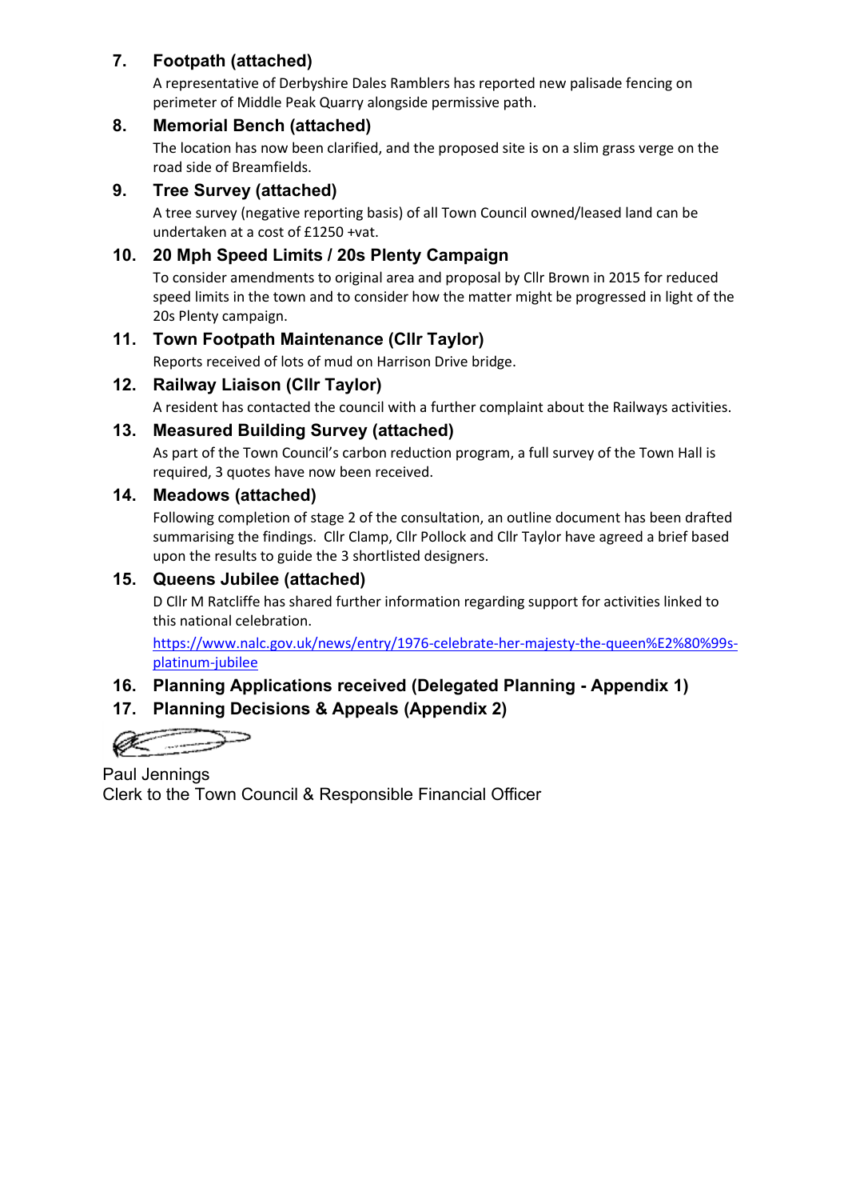### 7. Footpath (attached)

A representative of Derbyshire Dales Ramblers has reported new palisade fencing on perimeter of Middle Peak Quarry alongside permissive path.

### 8. Memorial Bench (attached)

The location has now been clarified, and the proposed site is on a slim grass verge on the road side of Breamfields.

### 9. Tree Survey (attached)

A tree survey (negative reporting basis) of all Town Council owned/leased land can be undertaken at a cost of £1250 +vat.

### 10. 20 Mph Speed Limits / 20s Plenty Campaign

To consider amendments to original area and proposal by Cllr Brown in 2015 for reduced speed limits in the town and to consider how the matter might be progressed in light of the 20s Plenty campaign.

### 11. Town Footpath Maintenance (Cllr Taylor)

Reports received of lots of mud on Harrison Drive bridge.

### 12. Railway Liaison (Cllr Taylor)

A resident has contacted the council with a further complaint about the Railways activities.

### 13. Measured Building Survey (attached)

As part of the Town Council's carbon reduction program, a full survey of the Town Hall is required, 3 quotes have now been received.

### 14. Meadows (attached)

Following completion of stage 2 of the consultation, an outline document has been drafted summarising the findings. Cllr Clamp, Cllr Pollock and Cllr Taylor have agreed a brief based upon the results to guide the 3 shortlisted designers.

### 15. Queens Jubilee (attached)

D Cllr M Ratcliffe has shared further information regarding support for activities linked to this national celebration.

https://www.nalc.gov.uk/news/entry/1976-celebrate-her-majesty-the-queen%E2%80%99s-platinum-jubilee

### 16. Planning Applications received (Delegated Planning - Appendix 1)

### 17. Planning Decisions & Appeals (Appendix 2)

Paul Jennings
Clerk to the Town Council & Responsible Financial Officer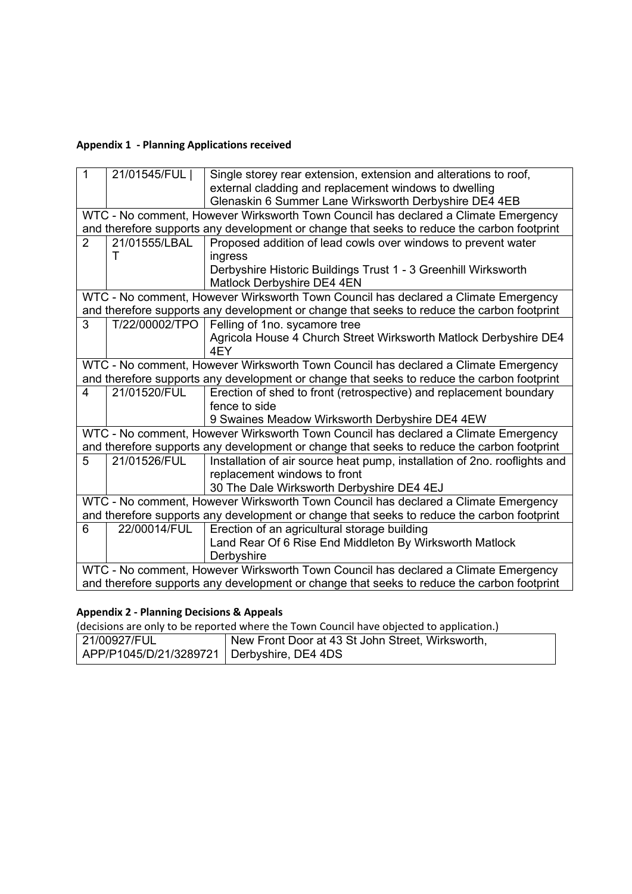**Appendix 1 - Planning Applications received**

| | | |
|---|---|---|
| 1 | 21/01545/FUL \| | Single storey rear extension, extension and alterations to roof, external cladding and replacement windows to dwelling<br>Glenaskin 6 Summer Lane Wirksworth Derbyshire DE4 4EB |
| WTC - No comment, However Wirksworth Town Council has declared a Climate Emergency and therefore supports any development or change that seeks to reduce the carbon footprint | | |
| 2 | 21/01555/LBALT | Proposed addition of lead cowls over windows to prevent water ingress<br>Derbyshire Historic Buildings Trust 1 - 3 Greenhill Wirksworth Matlock Derbyshire DE4 4EN |
| WTC - No comment, However Wirksworth Town Council has declared a Climate Emergency and therefore supports any development or change that seeks to reduce the carbon footprint | | |
| 3 | T/22/00002/TPO | Felling of 1no. sycamore tree<br>Agricola House 4 Church Street Wirksworth Matlock Derbyshire DE4 4EY |
| WTC - No comment, However Wirksworth Town Council has declared a Climate Emergency and therefore supports any development or change that seeks to reduce the carbon footprint | | |
| 4 | 21/01520/FUL | Erection of shed to front (retrospective) and replacement boundary fence to side<br>9 Swaines Meadow Wirksworth Derbyshire DE4 4EW |
| WTC - No comment, However Wirksworth Town Council has declared a Climate Emergency and therefore supports any development or change that seeks to reduce the carbon footprint | | |
| 5 | 21/01526/FUL | Installation of air source heat pump, installation of 2no. rooflights and replacement windows to front<br>30 The Dale Wirksworth Derbyshire DE4 4EJ |
| WTC - No comment, However Wirksworth Town Council has declared a Climate Emergency and therefore supports any development or change that seeks to reduce the carbon footprint | | |
| 6 | 22/00014/FUL | Erection of an agricultural storage building<br>Land Rear Of 6 Rise End Middleton By Wirksworth Matlock Derbyshire |
| WTC - No comment, However Wirksworth Town Council has declared a Climate Emergency and therefore supports any development or change that seeks to reduce the carbon footprint | | |

**Appendix 2 - Planning Decisions & Appeals**

(decisions are only to be reported where the Town Council have objected to application.)

| | |
|---|---|
| 21/00927/FUL<br>APP/P1045/D/21/3289721 | New Front Door at 43 St John Street, Wirksworth, Derbyshire, DE4 4DS |